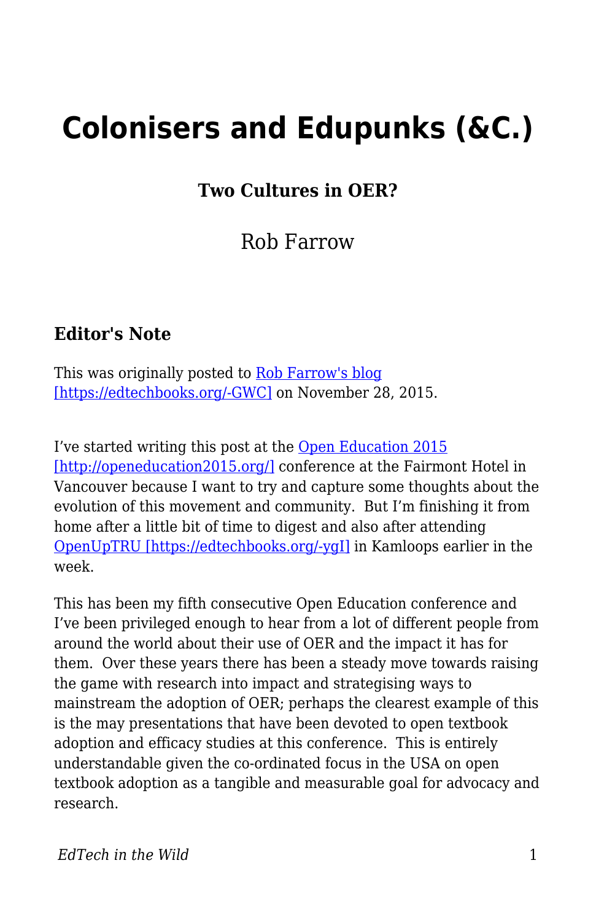# Colonisers and Edupunks (&C.)

### Two Cultures in OER?

Rob Farrow

### Editor's Note

This was originally posted to [Rob Farrow's blog [https://edtechbooks.org/-GWC]](https://edtechbooks.org/-GWC) on November 28, 2015.

I've started writing this post at the [Open Education 2015 [http://openeducation2015.org/]](http://openeducation2015.org/) conference at the Fairmont Hotel in Vancouver because I want to try and capture some thoughts about the evolution of this movement and community.  But I'm finishing it from home after a little bit of time to digest and also after attending [OpenUpTRU [https://edtechbooks.org/-ygI]](https://edtechbooks.org/-ygI) in Kamloops earlier in the week.

This has been my fifth consecutive Open Education conference and I've been privileged enough to hear from a lot of different people from around the world about their use of OER and the impact it has for them.  Over these years there has been a steady move towards raising the game with research into impact and strategising ways to mainstream the adoption of OER; perhaps the clearest example of this is the may presentations that have been devoted to open textbook adoption and efficacy studies at this conference.  This is entirely understandable given the co-ordinated focus in the USA on open textbook adoption as a tangible and measurable goal for advocacy and research.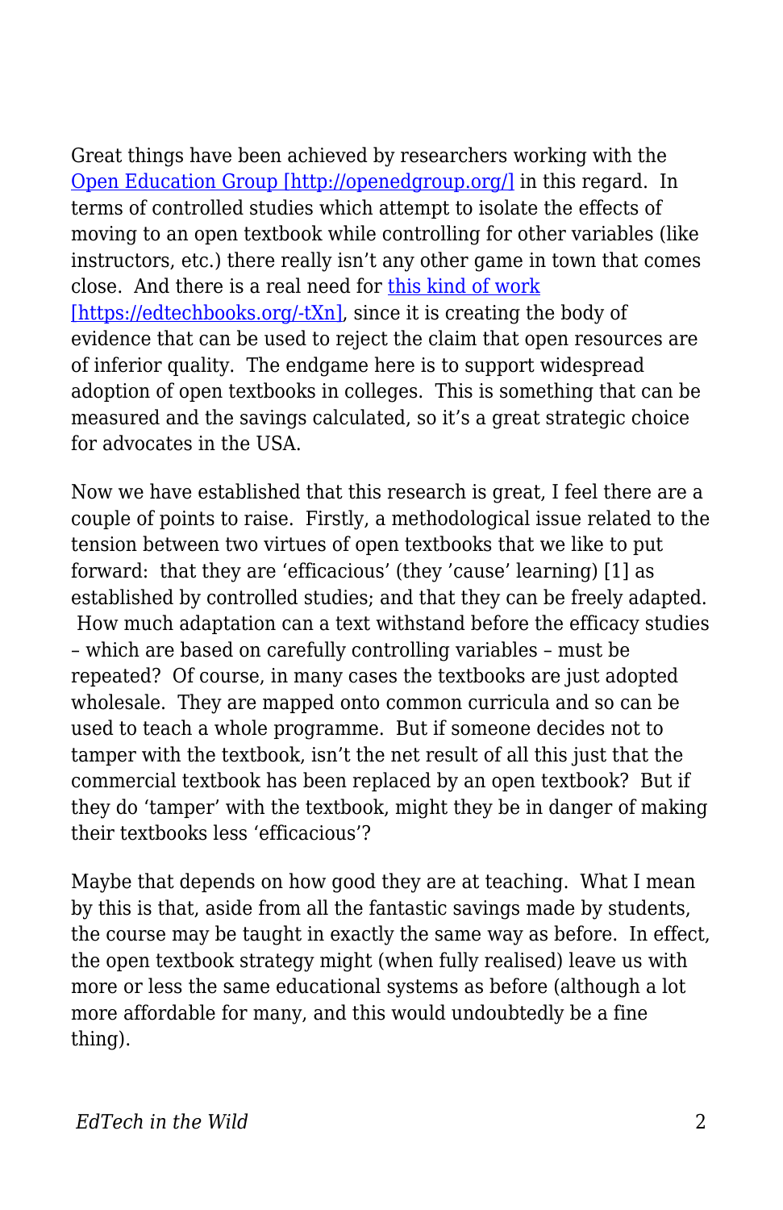Great things have been achieved by researchers working with the [Open Education Group [http://openedgroup.org/]](http://openedgroup.org/) in this regard.  In terms of controlled studies which attempt to isolate the effects of moving to an open textbook while controlling for other variables (like instructors, etc.) there really isn't any other game in town that comes close.  And there is a real need for [this kind of work [https://edtechbooks.org/-tXn]](https://edtechbooks.org/-tXn), since it is creating the body of evidence that can be used to reject the claim that open resources are of inferior quality.  The endgame here is to support widespread adoption of open textbooks in colleges.  This is something that can be measured and the savings calculated, so it's a great strategic choice for advocates in the USA.

Now we have established that this research is great, I feel there are a couple of points to raise.  Firstly, a methodological issue related to the tension between two virtues of open textbooks that we like to put forward:  that they are 'efficacious' (they 'cause' learning) [1] as established by controlled studies; and that they can be freely adapted.  How much adaptation can a text withstand before the efficacy studies – which are based on carefully controlling variables – must be repeated?  Of course, in many cases the textbooks are just adopted wholesale.  They are mapped onto common curricula and so can be used to teach a whole programme.  But if someone decides not to tamper with the textbook, isn't the net result of all this just that the commercial textbook has been replaced by an open textbook?  But if they do 'tamper' with the textbook, might they be in danger of making their textbooks less 'efficacious'?

Maybe that depends on how good they are at teaching.  What I mean by this is that, aside from all the fantastic savings made by students, the course may be taught in exactly the same way as before.  In effect, the open textbook strategy might (when fully realised) leave us with more or less the same educational systems as before (although a lot more affordable for many, and this would undoubtedly be a fine thing).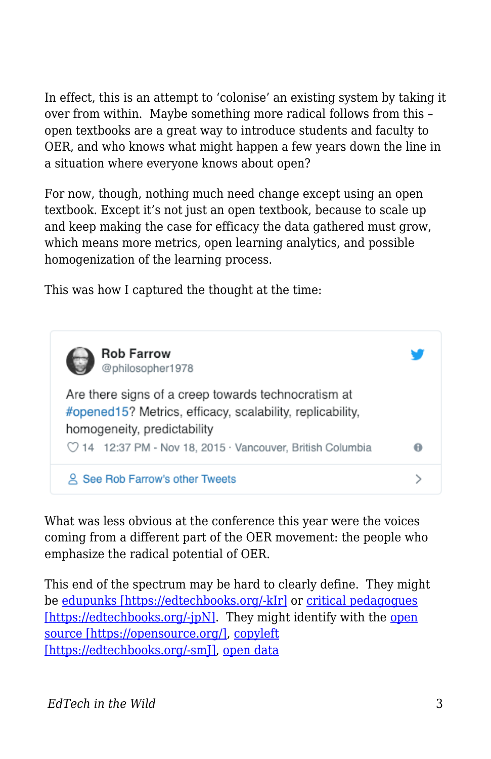In effect, this is an attempt to 'colonise' an existing system by taking it over from within. Maybe something more radical follows from this – open textbooks are a great way to introduce students and faculty to OER, and who knows what might happen a few years down the line in a situation where everyone knows about open?

For now, though, nothing much need change except using an open textbook. Except it's not just an open textbook, because to scale up and keep making the case for efficacy the data gathered must grow, which means more metrics, open learning analytics, and possible homogenization of the learning process.

This was how I captured the thought at the time:

> **Rob Farrow**
> @philosopher1978
>
> Are there signs of a creep towards technocratism at #opened15? Metrics, efficacy, scalability, replicability, homogeneity, predictability
>
> 14 12:37 PM - Nov 18, 2015 · Vancouver, British Columbia
>
> See Rob Farrow's other Tweets

What was less obvious at the conference this year were the voices coming from a different part of the OER movement: the people who emphasize the radical potential of OER.

This end of the spectrum may be hard to clearly define. They might be [edupunks [https://edtechbooks.org/-kIr]](https://edtechbooks.org/-kIr) or [critical pedagogues [https://edtechbooks.org/-jpN]](https://edtechbooks.org/-jpN). They might identify with the [open source [https://opensource.org/]](https://opensource.org/), [copyleft [https://edtechbooks.org/-smJ]](https://edtechbooks.org/-smJ), open data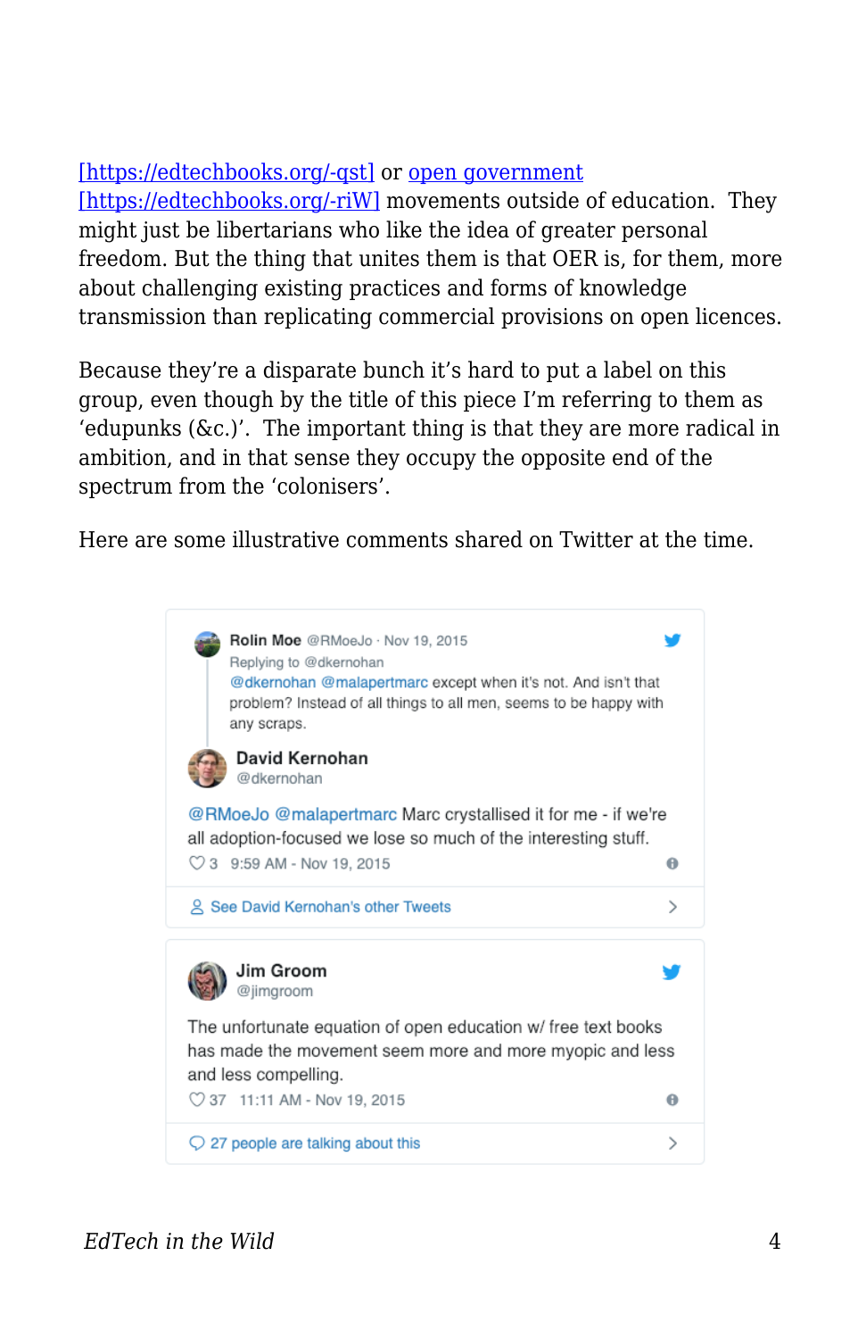[https://edtechbooks.org/-qst] or open government [https://edtechbooks.org/-riW] movements outside of education. They might just be libertarians who like the idea of greater personal freedom. But the thing that unites them is that OER is, for them, more about challenging existing practices and forms of knowledge transmission than replicating commercial provisions on open licences.

Because they're a disparate bunch it's hard to put a label on this group, even though by the title of this piece I'm referring to them as 'edupunks (&c.)'. The important thing is that they are more radical in ambition, and in that sense they occupy the opposite end of the spectrum from the 'colonisers'.

Here are some illustrative comments shared on Twitter at the time.

> **Rolin Moe** @RMoeJo · Nov 19, 2015
> Replying to @dkernohan
> @dkernohan @malapertmarc except when it's not. And isn't that problem? Instead of all things to all men, seems to be happy with any scraps.
>
> **David Kernohan** @dkernohan
>
> @RMoeJo @malapertmarc Marc crystallised it for me - if we're all adoption-focused we lose so much of the interesting stuff.
>
> 3 9:59 AM - Nov 19, 2015
>
> See David Kernohan's other Tweets

> **Jim Groom** @jimgroom
>
> The unfortunate equation of open education w/ free text books has made the movement seem more and more myopic and less and less compelling.
>
> 37 11:11 AM - Nov 19, 2015
>
> 27 people are talking about this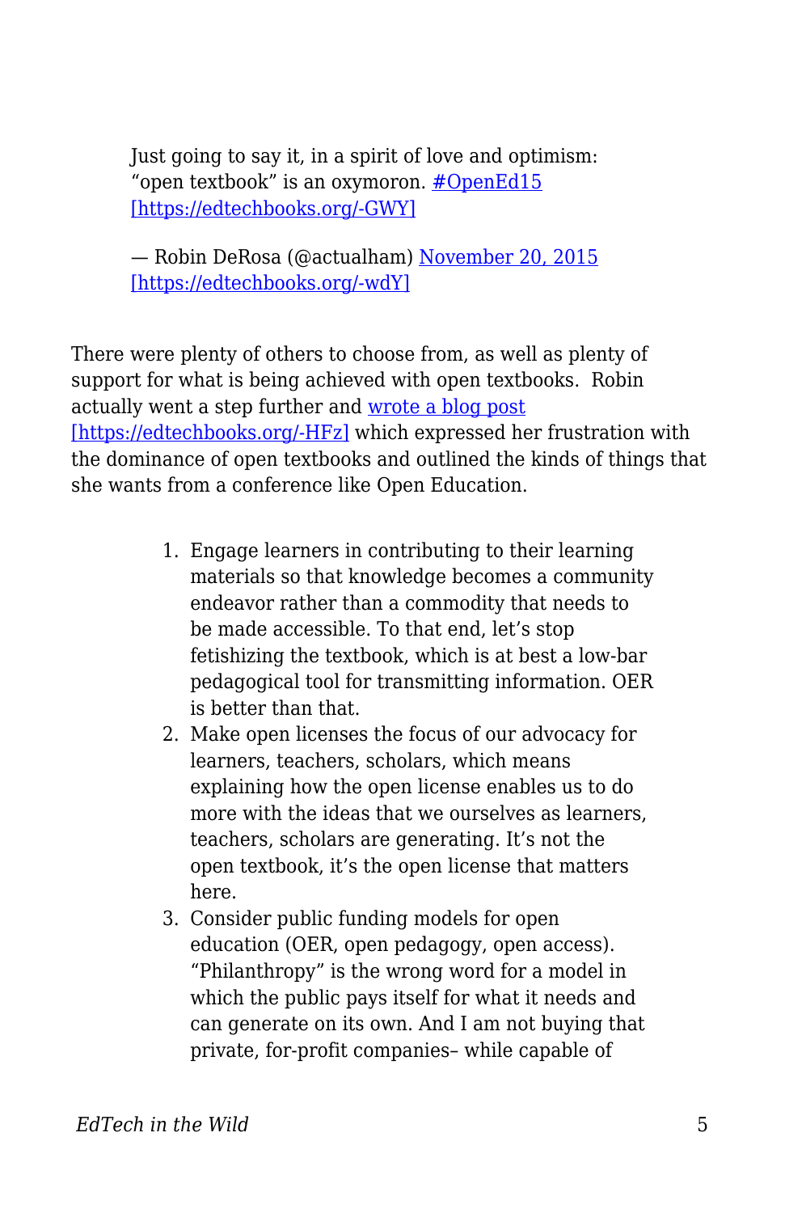> Just going to say it, in a spirit of love and optimism: "open textbook" is an oxymoron. [#OpenEd15](https://edtechbooks.org/-GWY) [https://edtechbooks.org/-GWY]
>
> — Robin DeRosa (@actualham) [November 20, 2015](https://edtechbooks.org/-wdY) [https://edtechbooks.org/-wdY]

There were plenty of others to choose from, as well as plenty of support for what is being achieved with open textbooks. Robin actually went a step further and [wrote a blog post](https://edtechbooks.org/-HFz) [https://edtechbooks.org/-HFz] which expressed her frustration with the dominance of open textbooks and outlined the kinds of things that she wants from a conference like Open Education.

> 1. Engage learners in contributing to their learning materials so that knowledge becomes a community endeavor rather than a commodity that needs to be made accessible. To that end, let's stop fetishizing the textbook, which is at best a low-bar pedagogical tool for transmitting information. OER is better than that.
> 2. Make open licenses the focus of our advocacy for learners, teachers, scholars, which means explaining how the open license enables us to do more with the ideas that we ourselves as learners, teachers, scholars are generating. It's not the open textbook, it's the open license that matters here.
> 3. Consider public funding models for open education (OER, open pedagogy, open access). "Philanthropy" is the wrong word for a model in which the public pays itself for what it needs and can generate on its own. And I am not buying that private, for-profit companies– while capable of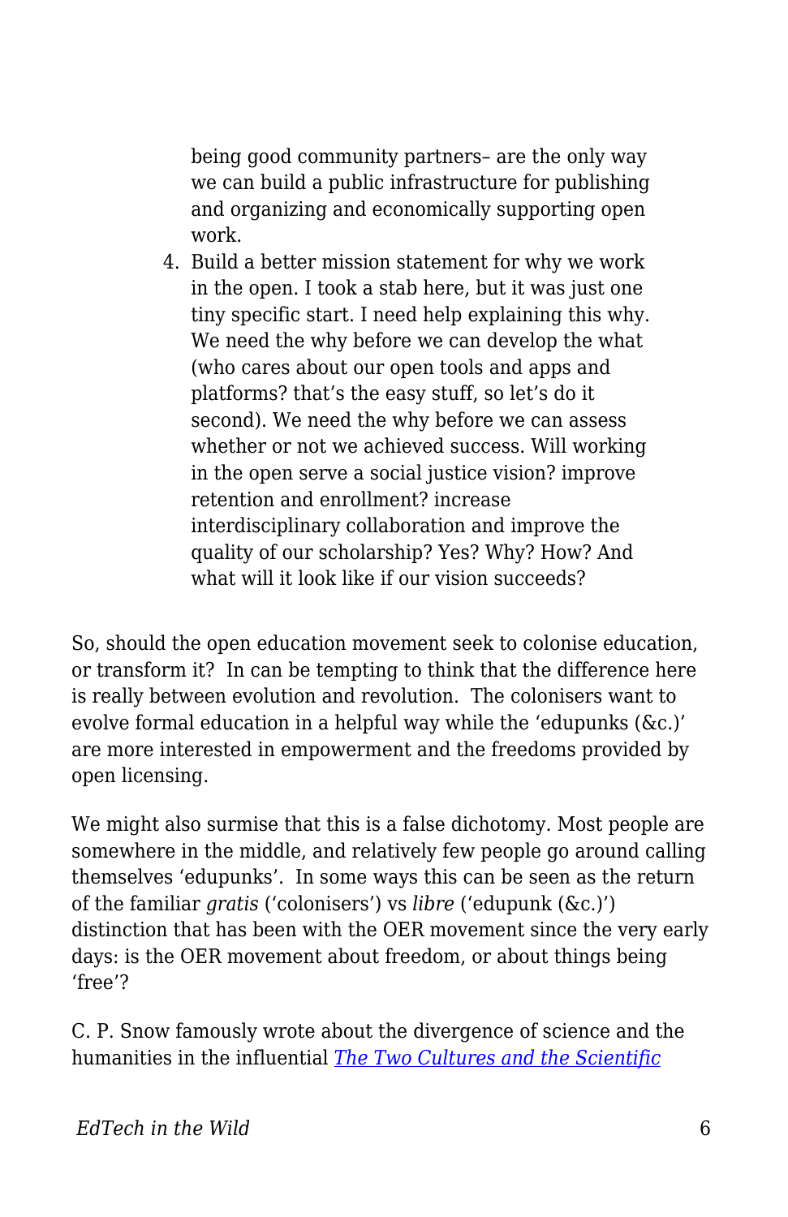being good community partners– are the only way we can build a public infrastructure for publishing and organizing and economically supporting open work.

4. Build a better mission statement for why we work in the open. I took a stab here, but it was just one tiny specific start. I need help explaining this why. We need the why before we can develop the what (who cares about our open tools and apps and platforms? that's the easy stuff, so let's do it second). We need the why before we can assess whether or not we achieved success. Will working in the open serve a social justice vision? improve retention and enrollment? increase interdisciplinary collaboration and improve the quality of our scholarship? Yes? Why? How? And what will it look like if our vision succeeds?

So, should the open education movement seek to colonise education, or transform it? In can be tempting to think that the difference here is really between evolution and revolution. The colonisers want to evolve formal education in a helpful way while the 'edupunks (&c.)' are more interested in empowerment and the freedoms provided by open licensing.

We might also surmise that this is a false dichotomy. Most people are somewhere in the middle, and relatively few people go around calling themselves 'edupunks'. In some ways this can be seen as the return of the familiar *gratis* ('colonisers') vs *libre* ('edupunk (&c.)') distinction that has been with the OER movement since the very early days: is the OER movement about freedom, or about things being 'free'?

C. P. Snow famously wrote about the divergence of science and the humanities in the influential [*The Two Cultures and the Scientific*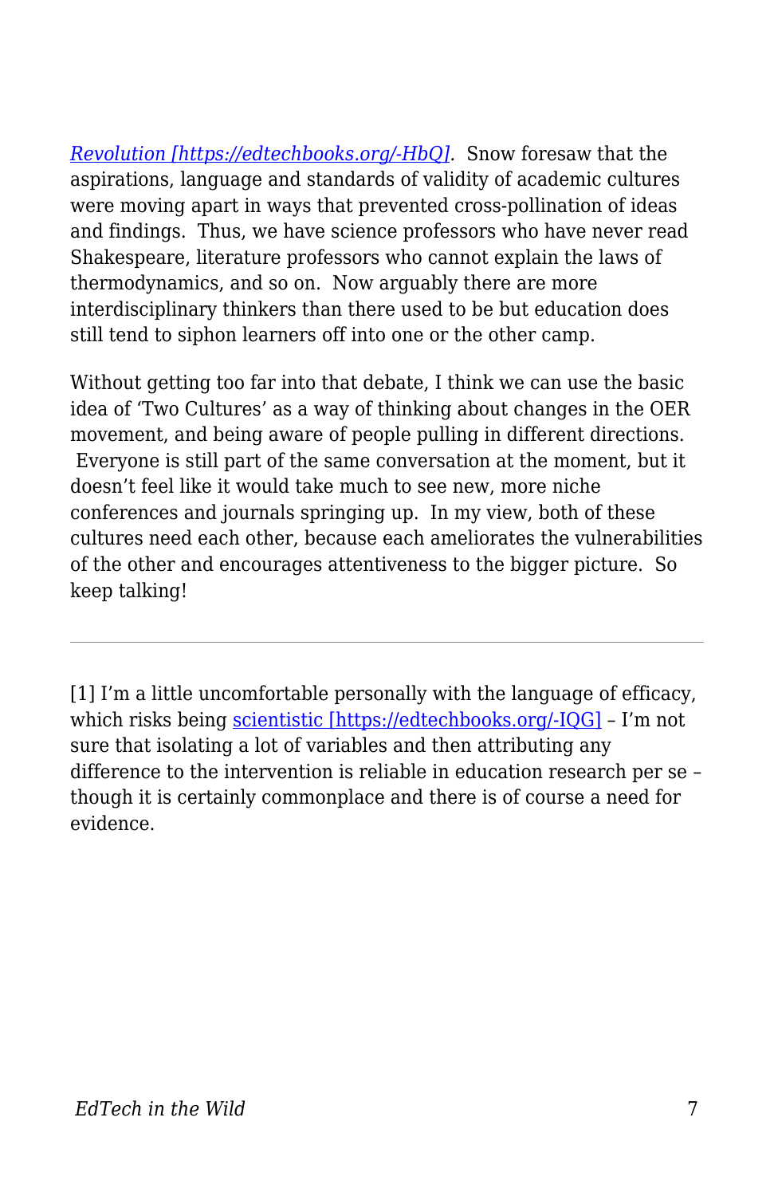*[Revolution [https://edtechbooks.org/-HbQ]](https://edtechbooks.org/-HbQ).* Snow foresaw that the aspirations, language and standards of validity of academic cultures were moving apart in ways that prevented cross-pollination of ideas and findings. Thus, we have science professors who have never read Shakespeare, literature professors who cannot explain the laws of thermodynamics, and so on. Now arguably there are more interdisciplinary thinkers than there used to be but education does still tend to siphon learners off into one or the other camp.

Without getting too far into that debate, I think we can use the basic idea of 'Two Cultures' as a way of thinking about changes in the OER movement, and being aware of people pulling in different directions. Everyone is still part of the same conversation at the moment, but it doesn't feel like it would take much to see new, more niche conferences and journals springing up. In my view, both of these cultures need each other, because each ameliorates the vulnerabilities of the other and encourages attentiveness to the bigger picture. So keep talking!

---

[1] I'm a little uncomfortable personally with the language of efficacy, which risks being [scientistic [https://edtechbooks.org/-IQG]](https://edtechbooks.org/-IQG) – I'm not sure that isolating a lot of variables and then attributing any difference to the intervention is reliable in education research per se – though it is certainly commonplace and there is of course a need for evidence.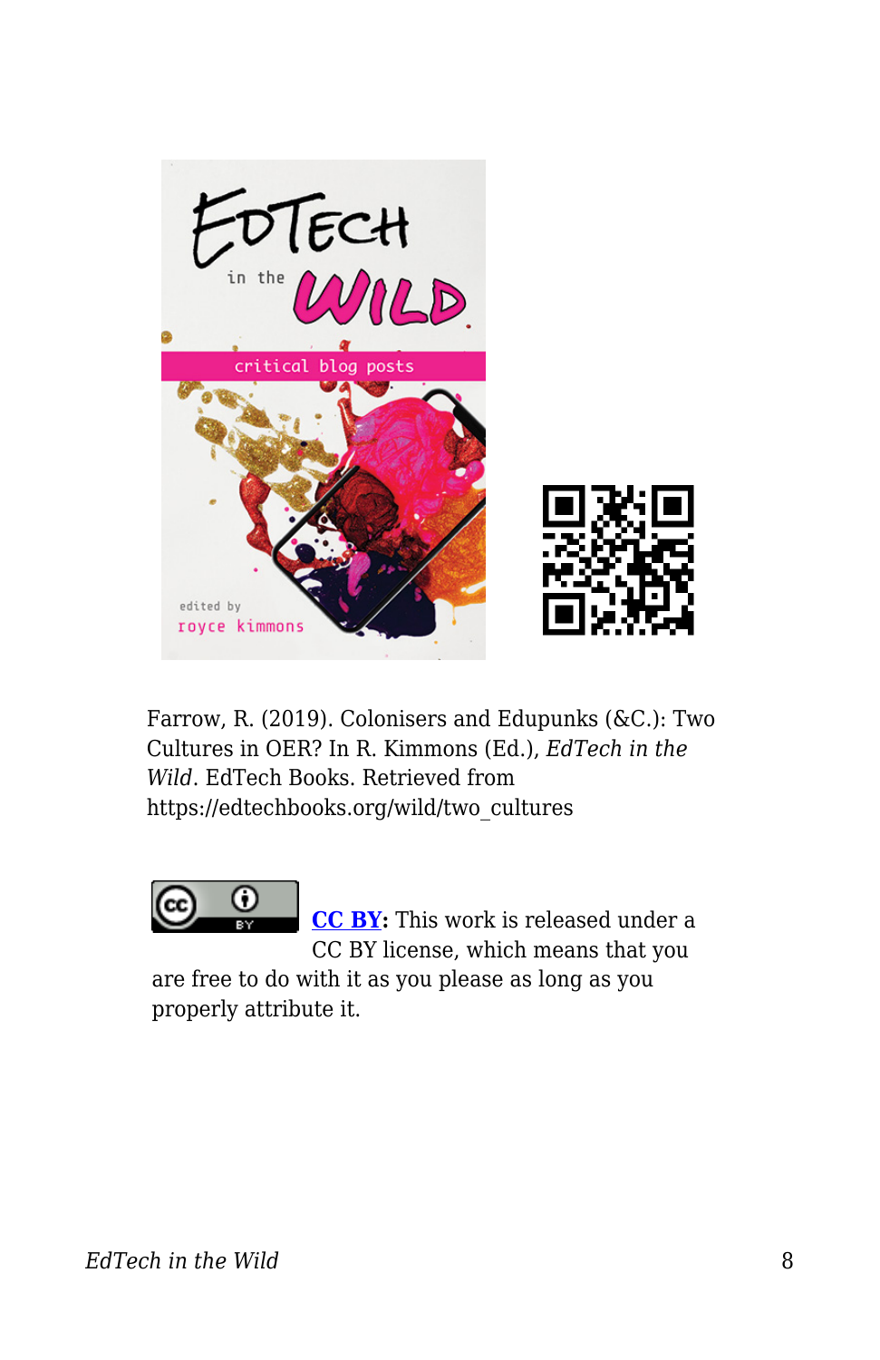Farrow, R. (2019). Colonisers and Edupunks (&C.): Two Cultures in OER? In R. Kimmons (Ed.), *EdTech in the Wild*. EdTech Books. Retrieved from https://edtechbooks.org/wild/two_cultures

**CC BY:** This work is released under a CC BY license, which means that you are free to do with it as you please as long as you properly attribute it.